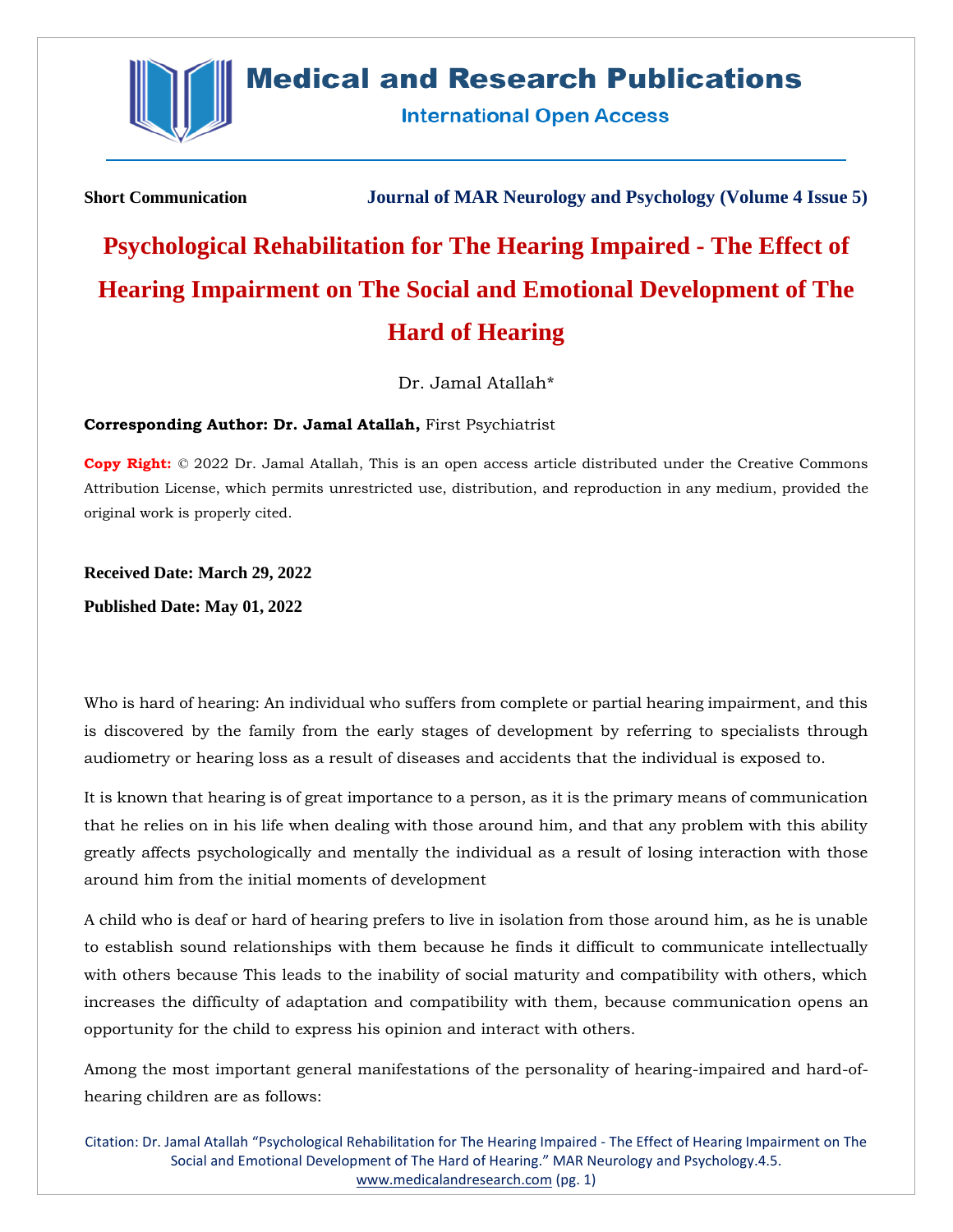**Short Communication** **Journal of MAR Neurology and Psychology (Volume 4 Issue 5)**

# Psychological Rehabilitation for The Hearing Impaired - The Effect of Hearing Impairment on The Social and Emotional Development of The Hard of Hearing

Dr. Jamal Atallah*

**Corresponding Author: Dr. Jamal Atallah,** First Psychiatrist

**Copy Right:** © 2022 Dr. Jamal Atallah, This is an open access article distributed under the Creative Commons Attribution License, which permits unrestricted use, distribution, and reproduction in any medium, provided the original work is properly cited.

**Received Date: March 29, 2022**

**Published Date: May 01, 2022**

Who is hard of hearing: An individual who suffers from complete or partial hearing impairment, and this is discovered by the family from the early stages of development by referring to specialists through audiometry or hearing loss as a result of diseases and accidents that the individual is exposed to.

It is known that hearing is of great importance to a person, as it is the primary means of communication that he relies on in his life when dealing with those around him, and that any problem with this ability greatly affects psychologically and mentally the individual as a result of losing interaction with those around him from the initial moments of development

A child who is deaf or hard of hearing prefers to live in isolation from those around him, as he is unable to establish sound relationships with them because he finds it difficult to communicate intellectually with others because This leads to the inability of social maturity and compatibility with others, which increases the difficulty of adaptation and compatibility with them, because communication opens an opportunity for the child to express his opinion and interact with others.

Among the most important general manifestations of the personality of hearing-impaired and hard-of-hearing children are as follows: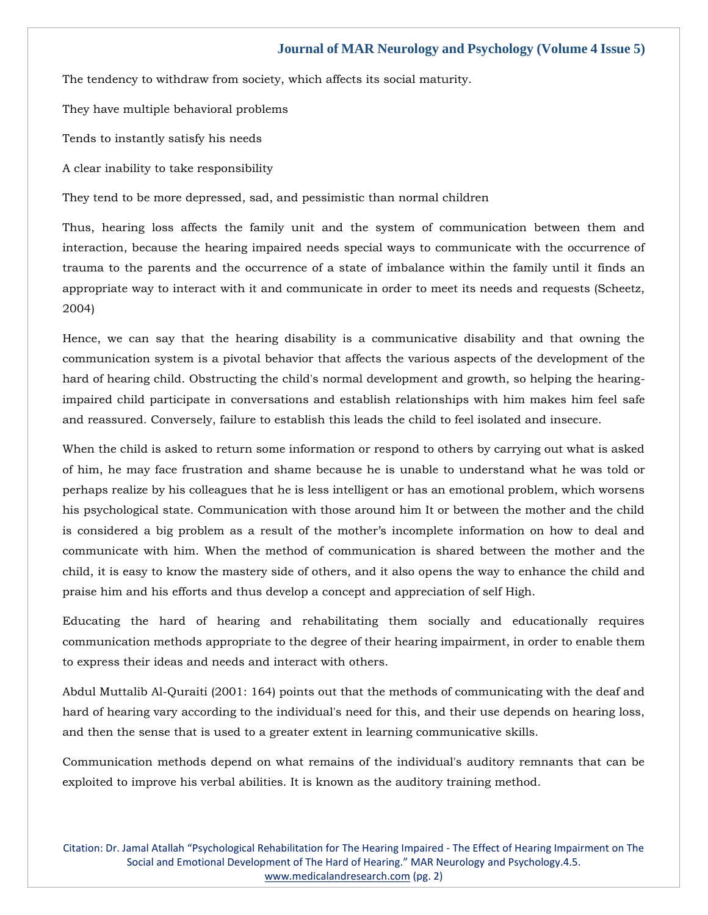The tendency to withdraw from society, which affects its social maturity.

They have multiple behavioral problems

Tends to instantly satisfy his needs

A clear inability to take responsibility

They tend to be more depressed, sad, and pessimistic than normal children

Thus, hearing loss affects the family unit and the system of communication between them and interaction, because the hearing impaired needs special ways to communicate with the occurrence of trauma to the parents and the occurrence of a state of imbalance within the family until it finds an appropriate way to interact with it and communicate in order to meet its needs and requests (Scheetz, 2004)

Hence, we can say that the hearing disability is a communicative disability and that owning the communication system is a pivotal behavior that affects the various aspects of the development of the hard of hearing child. Obstructing the child's normal development and growth, so helping the hearing-impaired child participate in conversations and establish relationships with him makes him feel safe and reassured. Conversely, failure to establish this leads the child to feel isolated and insecure.

When the child is asked to return some information or respond to others by carrying out what is asked of him, he may face frustration and shame because he is unable to understand what he was told or perhaps realize by his colleagues that he is less intelligent or has an emotional problem, which worsens his psychological state. Communication with those around him It or between the mother and the child is considered a big problem as a result of the mother's incomplete information on how to deal and communicate with him. When the method of communication is shared between the mother and the child, it is easy to know the mastery side of others, and it also opens the way to enhance the child and praise him and his efforts and thus develop a concept and appreciation of self High.

Educating the hard of hearing and rehabilitating them socially and educationally requires communication methods appropriate to the degree of their hearing impairment, in order to enable them to express their ideas and needs and interact with others.

Abdul Muttalib Al-Quraiti (2001: 164) points out that the methods of communicating with the deaf and hard of hearing vary according to the individual's need for this, and their use depends on hearing loss, and then the sense that is used to a greater extent in learning communicative skills.

Communication methods depend on what remains of the individual's auditory remnants that can be exploited to improve his verbal abilities. It is known as the auditory training method.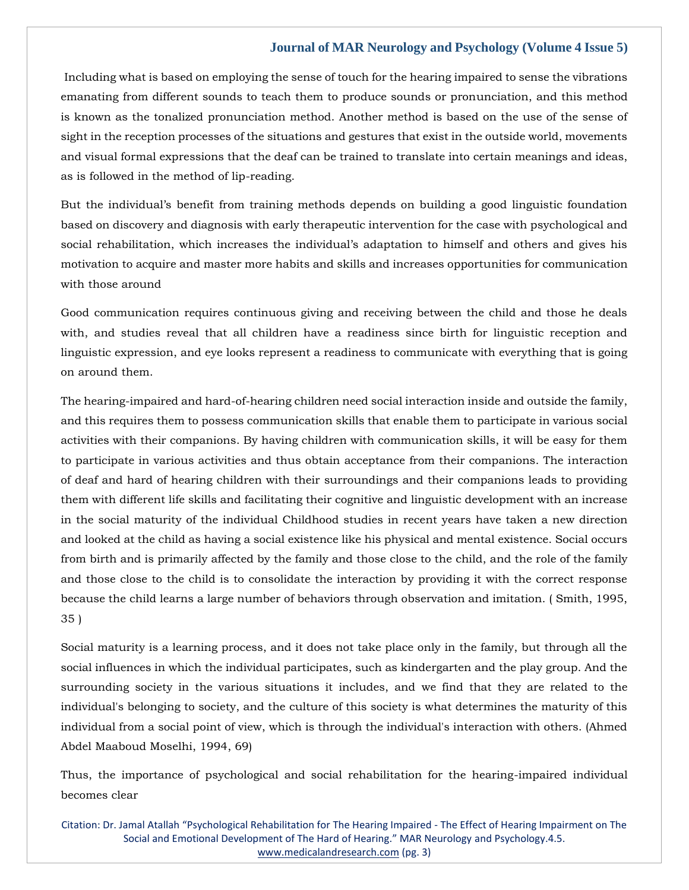Including what is based on employing the sense of touch for the hearing impaired to sense the vibrations emanating from different sounds to teach them to produce sounds or pronunciation, and this method is known as the tonalized pronunciation method. Another method is based on the use of the sense of sight in the reception processes of the situations and gestures that exist in the outside world, movements and visual formal expressions that the deaf can be trained to translate into certain meanings and ideas, as is followed in the method of lip-reading.

But the individual's benefit from training methods depends on building a good linguistic foundation based on discovery and diagnosis with early therapeutic intervention for the case with psychological and social rehabilitation, which increases the individual's adaptation to himself and others and gives his motivation to acquire and master more habits and skills and increases opportunities for communication with those around

Good communication requires continuous giving and receiving between the child and those he deals with, and studies reveal that all children have a readiness since birth for linguistic reception and linguistic expression, and eye looks represent a readiness to communicate with everything that is going on around them.

The hearing-impaired and hard-of-hearing children need social interaction inside and outside the family, and this requires them to possess communication skills that enable them to participate in various social activities with their companions. By having children with communication skills, it will be easy for them to participate in various activities and thus obtain acceptance from their companions. The interaction of deaf and hard of hearing children with their surroundings and their companions leads to providing them with different life skills and facilitating their cognitive and linguistic development with an increase in the social maturity of the individual Childhood studies in recent years have taken a new direction and looked at the child as having a social existence like his physical and mental existence. Social occurs from birth and is primarily affected by the family and those close to the child, and the role of the family and those close to the child is to consolidate the interaction by providing it with the correct response because the child learns a large number of behaviors through observation and imitation. ( Smith, 1995, 35 )

Social maturity is a learning process, and it does not take place only in the family, but through all the social influences in which the individual participates, such as kindergarten and the play group. And the surrounding society in the various situations it includes, and we find that they are related to the individual's belonging to society, and the culture of this society is what determines the maturity of this individual from a social point of view, which is through the individual's interaction with others. (Ahmed Abdel Maaboud Moselhi, 1994, 69)

Thus, the importance of psychological and social rehabilitation for the hearing-impaired individual becomes clear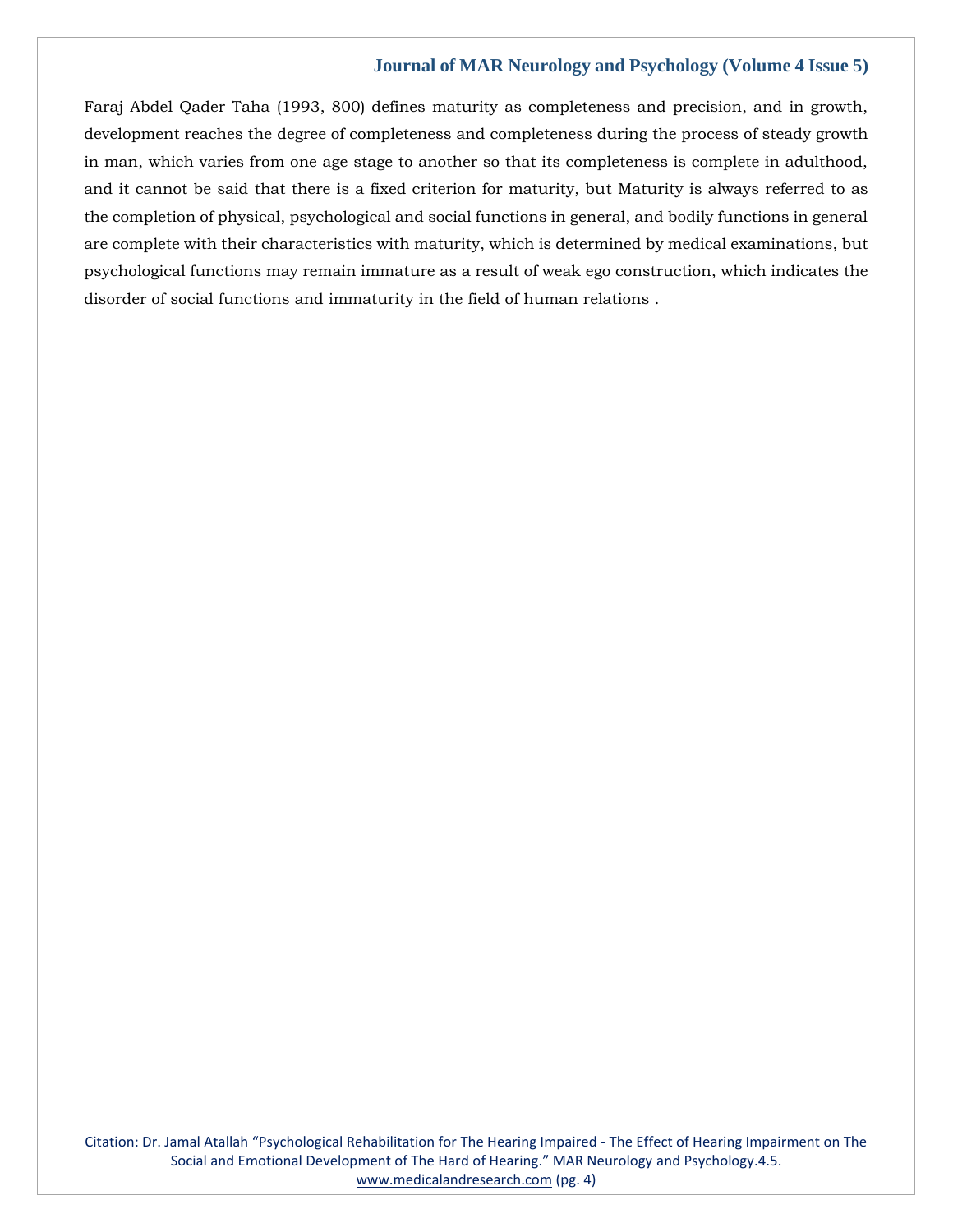Faraj Abdel Qader Taha (1993, 800) defines maturity as completeness and precision, and in growth, development reaches the degree of completeness and completeness during the process of steady growth in man, which varies from one age stage to another so that its completeness is complete in adulthood, and it cannot be said that there is a fixed criterion for maturity, but Maturity is always referred to as the completion of physical, psychological and social functions in general, and bodily functions in general are complete with their characteristics with maturity, which is determined by medical examinations, but psychological functions may remain immature as a result of weak ego construction, which indicates the disorder of social functions and immaturity in the field of human relations .